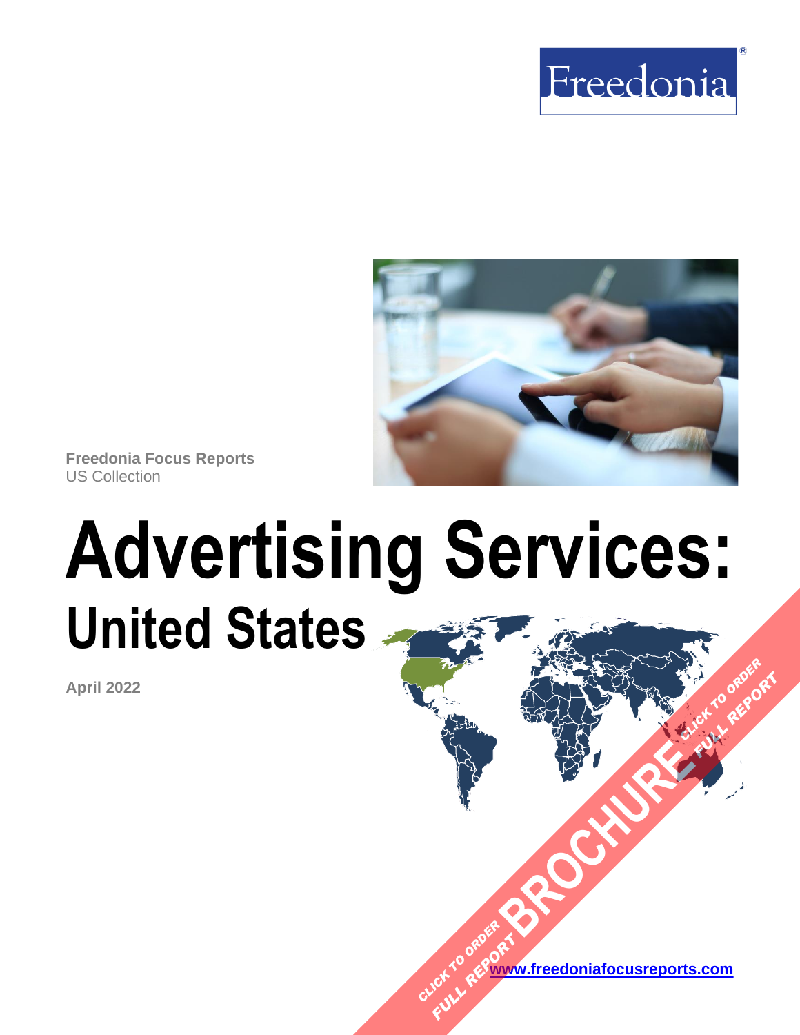Freedonia

Freedonia Focus Reports
US Collection

# Advertising Services:
## United States

April 2022

CLICK TO ORDER FULL REPORT BROCHURE CLICK TO ORDER FULL REPORT

www.freedoniafocusreports.com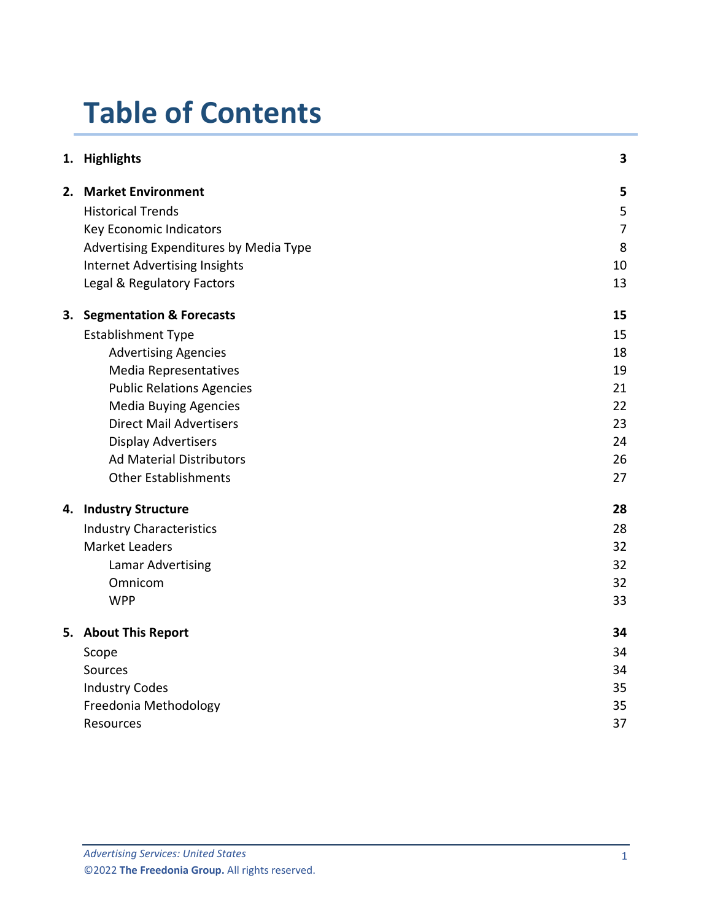# Table of Contents

| | | |
|---|---|---|
| **1.** | **Highlights** | **3** |
| **2.** | **Market Environment** | **5** |
| | Historical Trends | 5 |
| | Key Economic Indicators | 7 |
| | Advertising Expenditures by Media Type | 8 |
| | Internet Advertising Insights | 10 |
| | Legal & Regulatory Factors | 13 |
| **3.** | **Segmentation & Forecasts** | **15** |
| | Establishment Type | 15 |
| | Advertising Agencies | 18 |
| | Media Representatives | 19 |
| | Public Relations Agencies | 21 |
| | Media Buying Agencies | 22 |
| | Direct Mail Advertisers | 23 |
| | Display Advertisers | 24 |
| | Ad Material Distributors | 26 |
| | Other Establishments | 27 |
| **4.** | **Industry Structure** | **28** |
| | Industry Characteristics | 28 |
| | Market Leaders | 32 |
| | Lamar Advertising | 32 |
| | Omnicom | 32 |
| | WPP | 33 |
| **5.** | **About This Report** | **34** |
| | Scope | 34 |
| | Sources | 34 |
| | Industry Codes | 35 |
| | Freedonia Methodology | 35 |
| | Resources | 37 |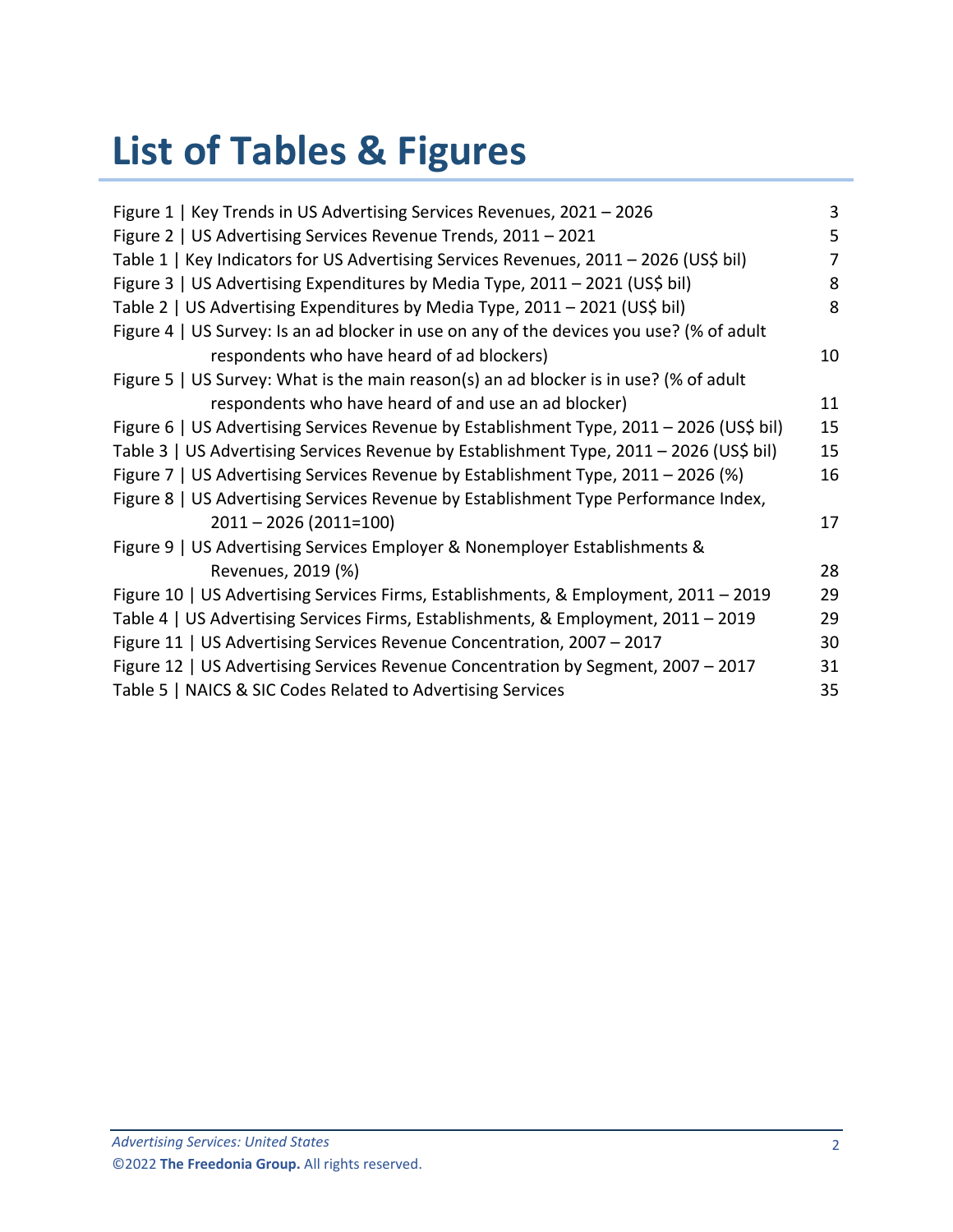# List of Tables & Figures

| | |
|---|---|
| Figure 1 \| Key Trends in US Advertising Services Revenues, 2021 – 2026 | 3 |
| Figure 2 \| US Advertising Services Revenue Trends, 2011 – 2021 | 5 |
| Table 1 \| Key Indicators for US Advertising Services Revenues, 2011 – 2026 (US$ bil) | 7 |
| Figure 3 \| US Advertising Expenditures by Media Type, 2011 – 2021 (US$ bil) | 8 |
| Table 2 \| US Advertising Expenditures by Media Type, 2011 – 2021 (US$ bil) | 8 |
| Figure 4 \| US Survey: Is an ad blocker in use on any of the devices you use? (% of adult respondents who have heard of ad blockers) | 10 |
| Figure 5 \| US Survey: What is the main reason(s) an ad blocker is in use? (% of adult respondents who have heard of and use an ad blocker) | 11 |
| Figure 6 \| US Advertising Services Revenue by Establishment Type, 2011 – 2026 (US$ bil) | 15 |
| Table 3 \| US Advertising Services Revenue by Establishment Type, 2011 – 2026 (US$ bil) | 15 |
| Figure 7 \| US Advertising Services Revenue by Establishment Type, 2011 – 2026 (%) | 16 |
| Figure 8 \| US Advertising Services Revenue by Establishment Type Performance Index, 2011 – 2026 (2011=100) | 17 |
| Figure 9 \| US Advertising Services Employer & Nonemployer Establishments & Revenues, 2019 (%) | 28 |
| Figure 10 \| US Advertising Services Firms, Establishments, & Employment, 2011 – 2019 | 29 |
| Table 4 \| US Advertising Services Firms, Establishments, & Employment, 2011 – 2019 | 29 |
| Figure 11 \| US Advertising Services Revenue Concentration, 2007 – 2017 | 30 |
| Figure 12 \| US Advertising Services Revenue Concentration by Segment, 2007 – 2017 | 31 |
| Table 5 \| NAICS & SIC Codes Related to Advertising Services | 35 |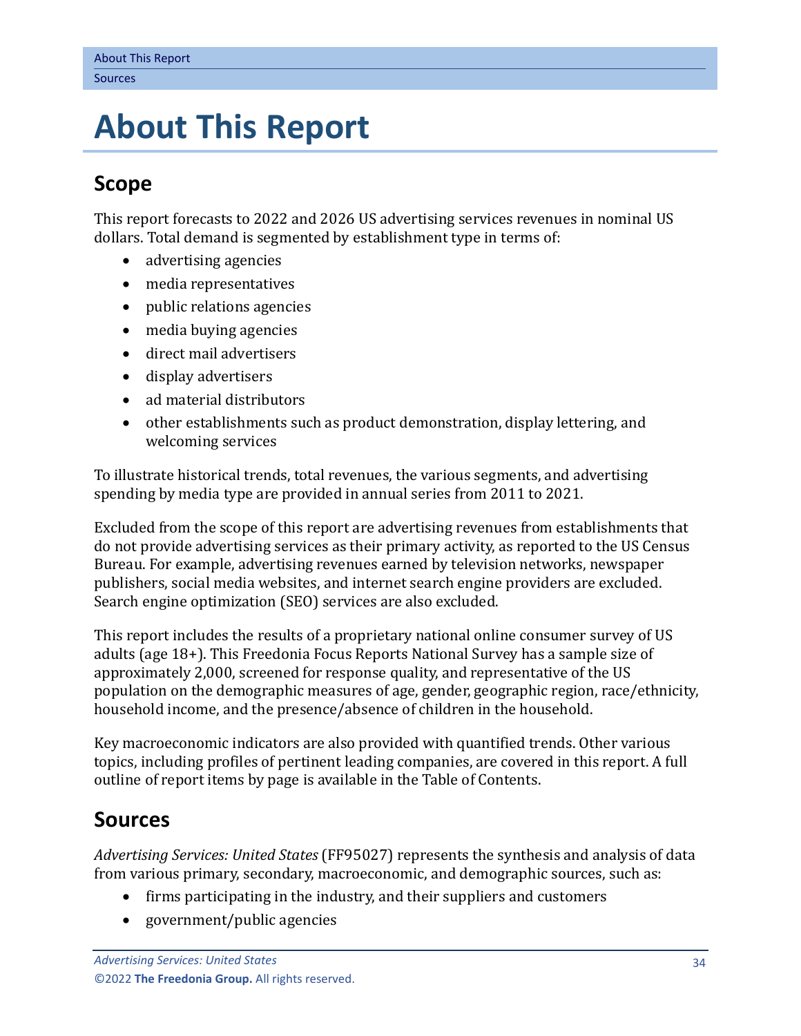# About This Report

## Scope

This report forecasts to 2022 and 2026 US advertising services revenues in nominal US dollars. Total demand is segmented by establishment type in terms of:

- advertising agencies
- media representatives
- public relations agencies
- media buying agencies
- direct mail advertisers
- display advertisers
- ad material distributors
- other establishments such as product demonstration, display lettering, and welcoming services

To illustrate historical trends, total revenues, the various segments, and advertising spending by media type are provided in annual series from 2011 to 2021.

Excluded from the scope of this report are advertising revenues from establishments that do not provide advertising services as their primary activity, as reported to the US Census Bureau. For example, advertising revenues earned by television networks, newspaper publishers, social media websites, and internet search engine providers are excluded. Search engine optimization (SEO) services are also excluded.

This report includes the results of a proprietary national online consumer survey of US adults (age 18+). This Freedonia Focus Reports National Survey has a sample size of approximately 2,000, screened for response quality, and representative of the US population on the demographic measures of age, gender, geographic region, race/ethnicity, household income, and the presence/absence of children in the household.

Key macroeconomic indicators are also provided with quantified trends. Other various topics, including profiles of pertinent leading companies, are covered in this report. A full outline of report items by page is available in the Table of Contents.

## Sources

*Advertising Services: United States* (FF95027) represents the synthesis and analysis of data from various primary, secondary, macroeconomic, and demographic sources, such as:

- firms participating in the industry, and their suppliers and customers
- government/public agencies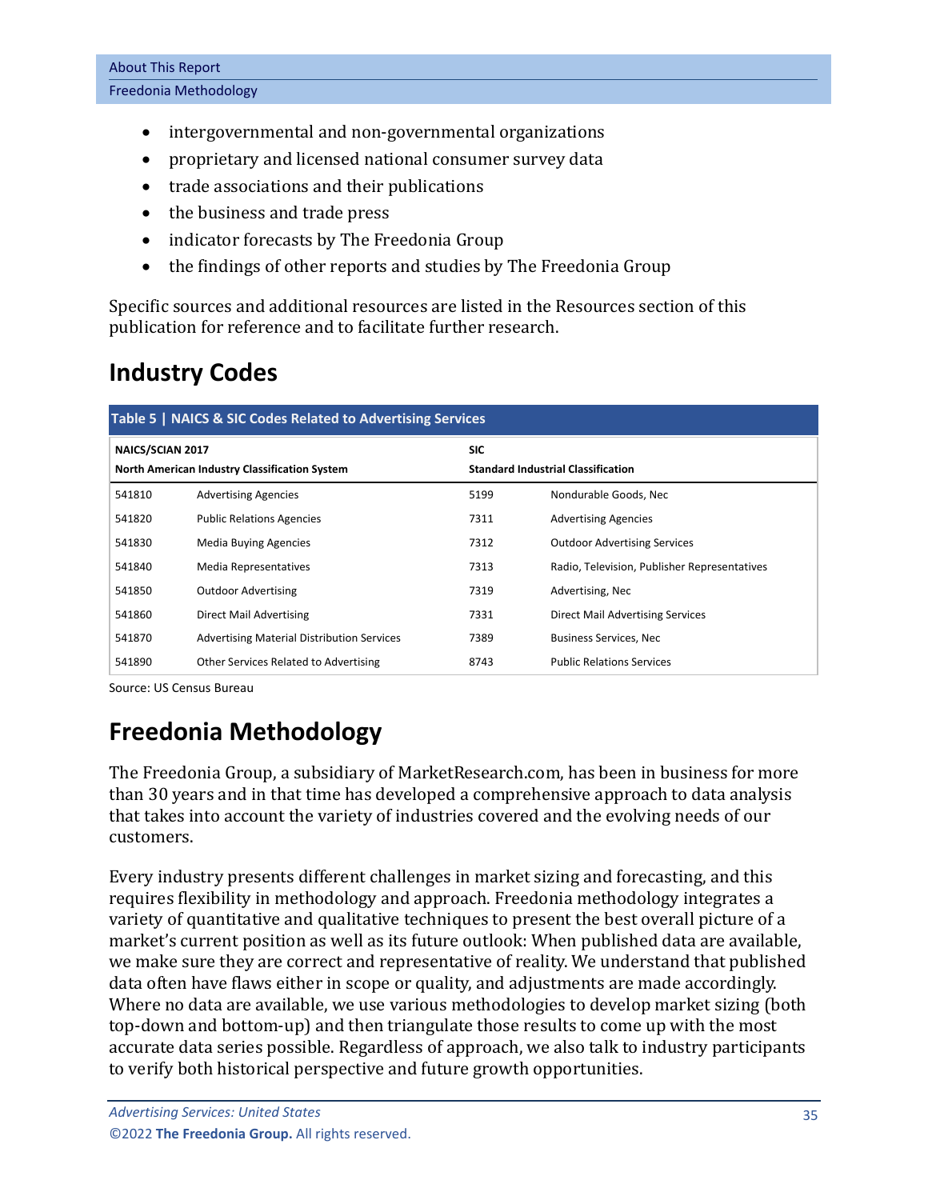- intergovernmental and non-governmental organizations
- proprietary and licensed national consumer survey data
- trade associations and their publications
- the business and trade press
- indicator forecasts by The Freedonia Group
- the findings of other reports and studies by The Freedonia Group

Specific sources and additional resources are listed in the Resources section of this publication for reference and to facilitate further research.

## Industry Codes

**Table 5 | NAICS & SIC Codes Related to Advertising Services**

| NAICS/SCIAN 2017 North American Industry Classification System | | SIC Standard Industrial Classification | |
|---|---|---|---|
| 541810 | Advertising Agencies | 5199 | Nondurable Goods, Nec |
| 541820 | Public Relations Agencies | 7311 | Advertising Agencies |
| 541830 | Media Buying Agencies | 7312 | Outdoor Advertising Services |
| 541840 | Media Representatives | 7313 | Radio, Television, Publisher Representatives |
| 541850 | Outdoor Advertising | 7319 | Advertising, Nec |
| 541860 | Direct Mail Advertising | 7331 | Direct Mail Advertising Services |
| 541870 | Advertising Material Distribution Services | 7389 | Business Services, Nec |
| 541890 | Other Services Related to Advertising | 8743 | Public Relations Services |

Source: US Census Bureau

## Freedonia Methodology

The Freedonia Group, a subsidiary of MarketResearch.com, has been in business for more than 30 years and in that time has developed a comprehensive approach to data analysis that takes into account the variety of industries covered and the evolving needs of our customers.

Every industry presents different challenges in market sizing and forecasting, and this requires flexibility in methodology and approach. Freedonia methodology integrates a variety of quantitative and qualitative techniques to present the best overall picture of a market's current position as well as its future outlook: When published data are available, we make sure they are correct and representative of reality. We understand that published data often have flaws either in scope or quality, and adjustments are made accordingly. Where no data are available, we use various methodologies to develop market sizing (both top-down and bottom-up) and then triangulate those results to come up with the most accurate data series possible. Regardless of approach, we also talk to industry participants to verify both historical perspective and future growth opportunities.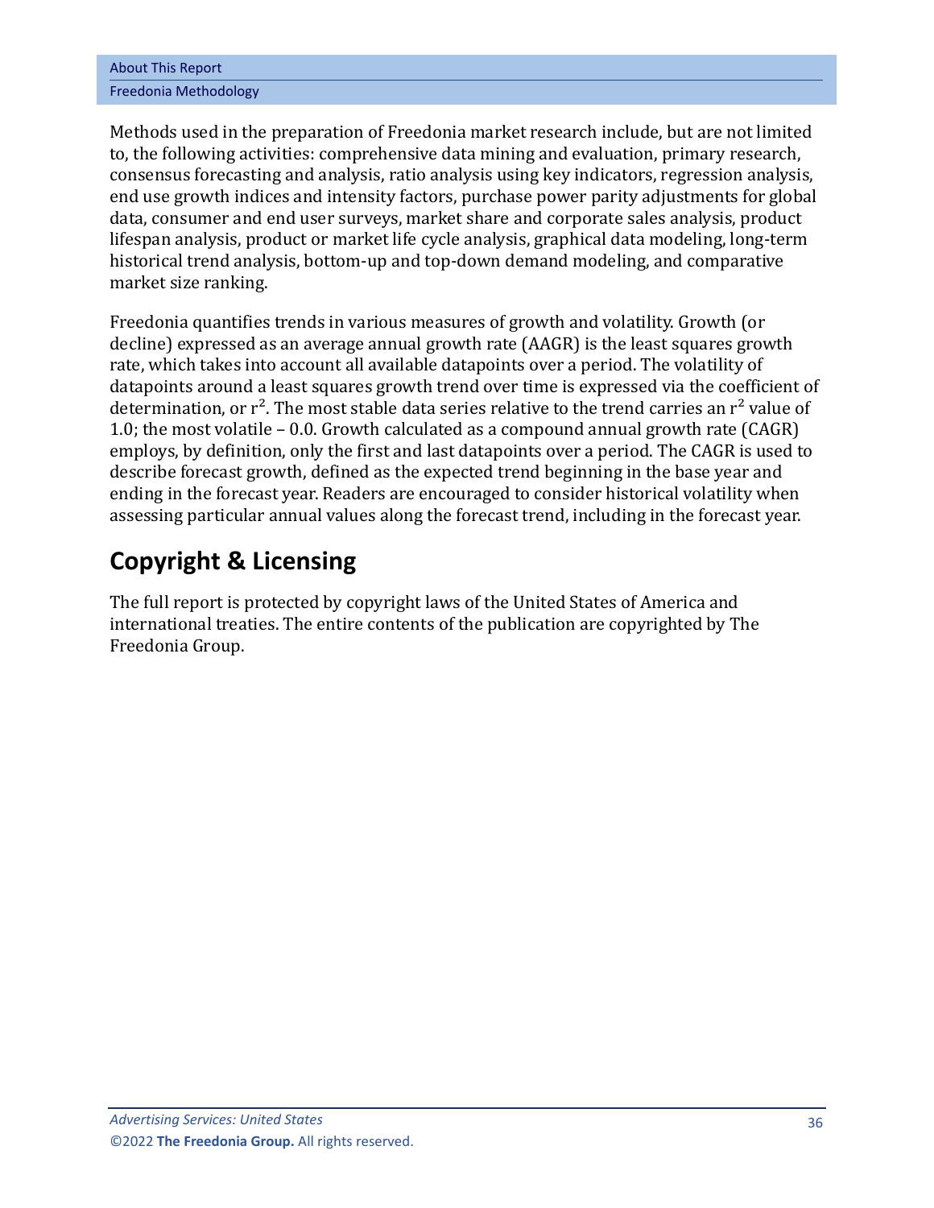Methods used in the preparation of Freedonia market research include, but are not limited to, the following activities: comprehensive data mining and evaluation, primary research, consensus forecasting and analysis, ratio analysis using key indicators, regression analysis, end use growth indices and intensity factors, purchase power parity adjustments for global data, consumer and end user surveys, market share and corporate sales analysis, product lifespan analysis, product or market life cycle analysis, graphical data modeling, long-term historical trend analysis, bottom-up and top-down demand modeling, and comparative market size ranking.

Freedonia quantifies trends in various measures of growth and volatility. Growth (or decline) expressed as an average annual growth rate (AAGR) is the least squares growth rate, which takes into account all available datapoints over a period. The volatility of datapoints around a least squares growth trend over time is expressed via the coefficient of determination, or $r^2$. The most stable data series relative to the trend carries an $r^2$ value of 1.0; the most volatile – 0.0. Growth calculated as a compound annual growth rate (CAGR) employs, by definition, only the first and last datapoints over a period. The CAGR is used to describe forecast growth, defined as the expected trend beginning in the base year and ending in the forecast year. Readers are encouraged to consider historical volatility when assessing particular annual values along the forecast trend, including in the forecast year.

## Copyright & Licensing

The full report is protected by copyright laws of the United States of America and international treaties. The entire contents of the publication are copyrighted by The Freedonia Group.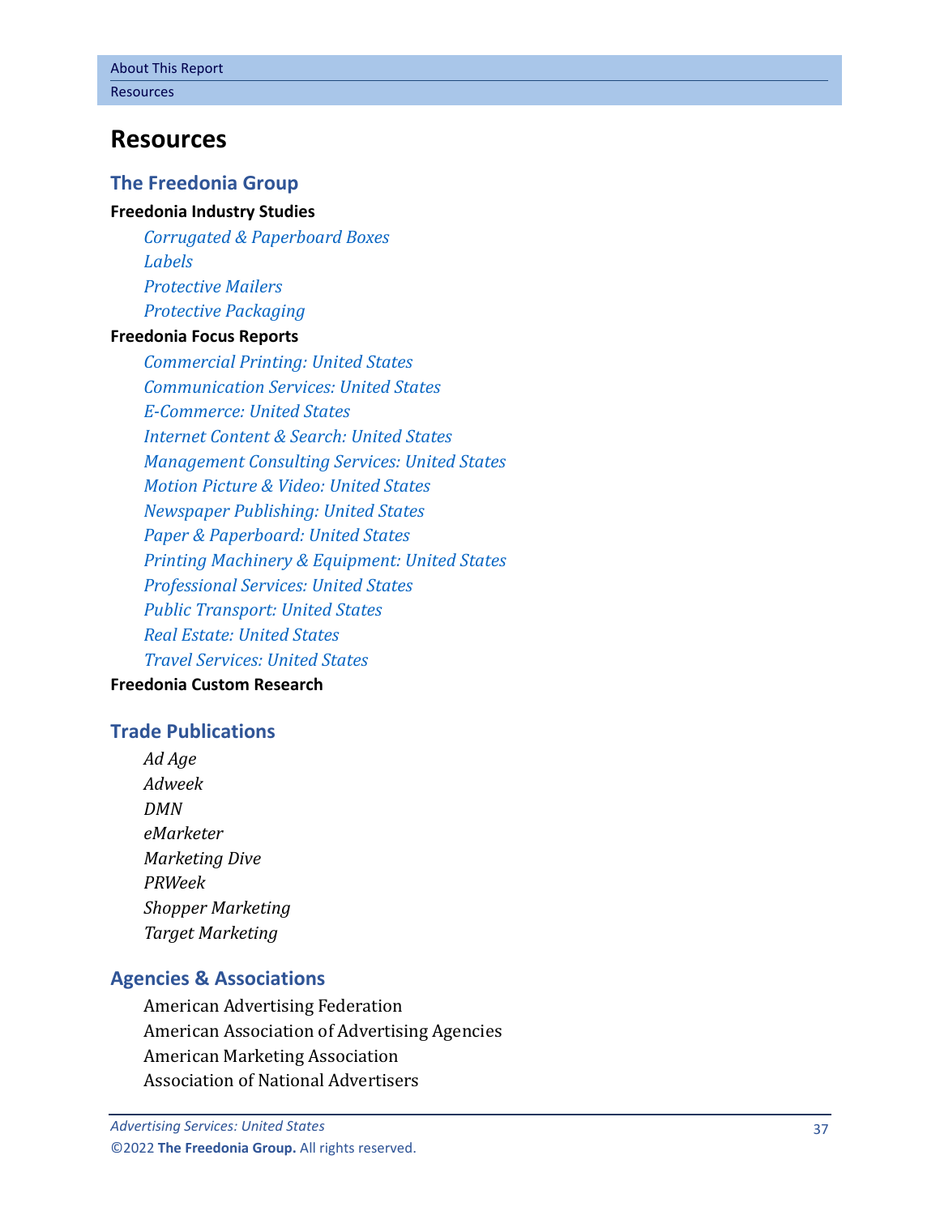# Resources

## The Freedonia Group

**Freedonia Industry Studies**

*Corrugated & Paperboard Boxes*
*Labels*
*Protective Mailers*
*Protective Packaging*

**Freedonia Focus Reports**

*Commercial Printing: United States*
*Communication Services: United States*
*E-Commerce: United States*
*Internet Content & Search: United States*
*Management Consulting Services: United States*
*Motion Picture & Video: United States*
*Newspaper Publishing: United States*
*Paper & Paperboard: United States*
*Printing Machinery & Equipment: United States*
*Professional Services: United States*
*Public Transport: United States*
*Real Estate: United States*
*Travel Services: United States*

**Freedonia Custom Research**

## Trade Publications

*Ad Age*
*Adweek*
*DMN*
*eMarketer*
*Marketing Dive*
*PRWeek*
*Shopper Marketing*
*Target Marketing*

## Agencies & Associations

American Advertising Federation
American Association of Advertising Agencies
American Marketing Association
Association of National Advertisers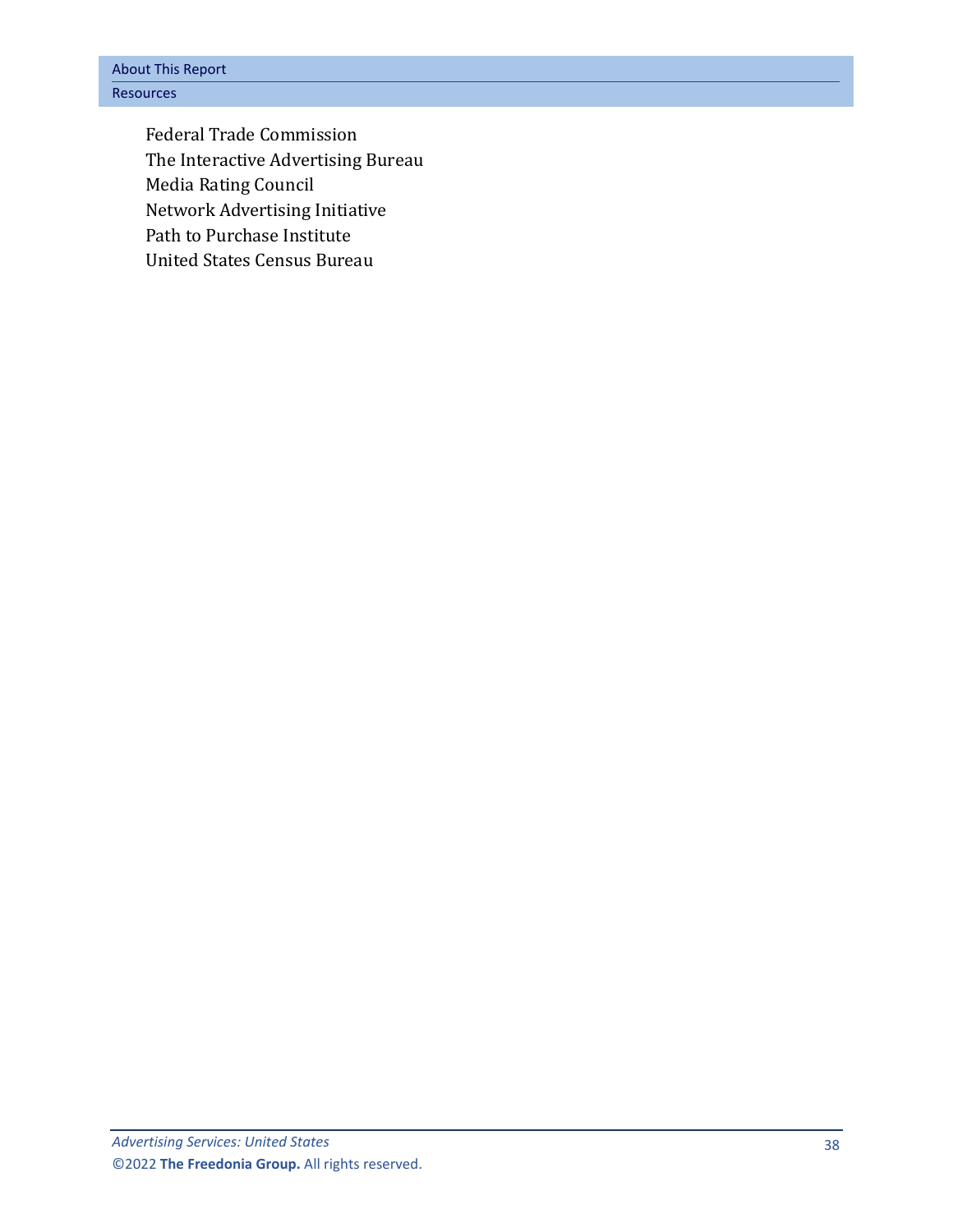Federal Trade Commission
The Interactive Advertising Bureau
Media Rating Council
Network Advertising Initiative
Path to Purchase Institute
United States Census Bureau